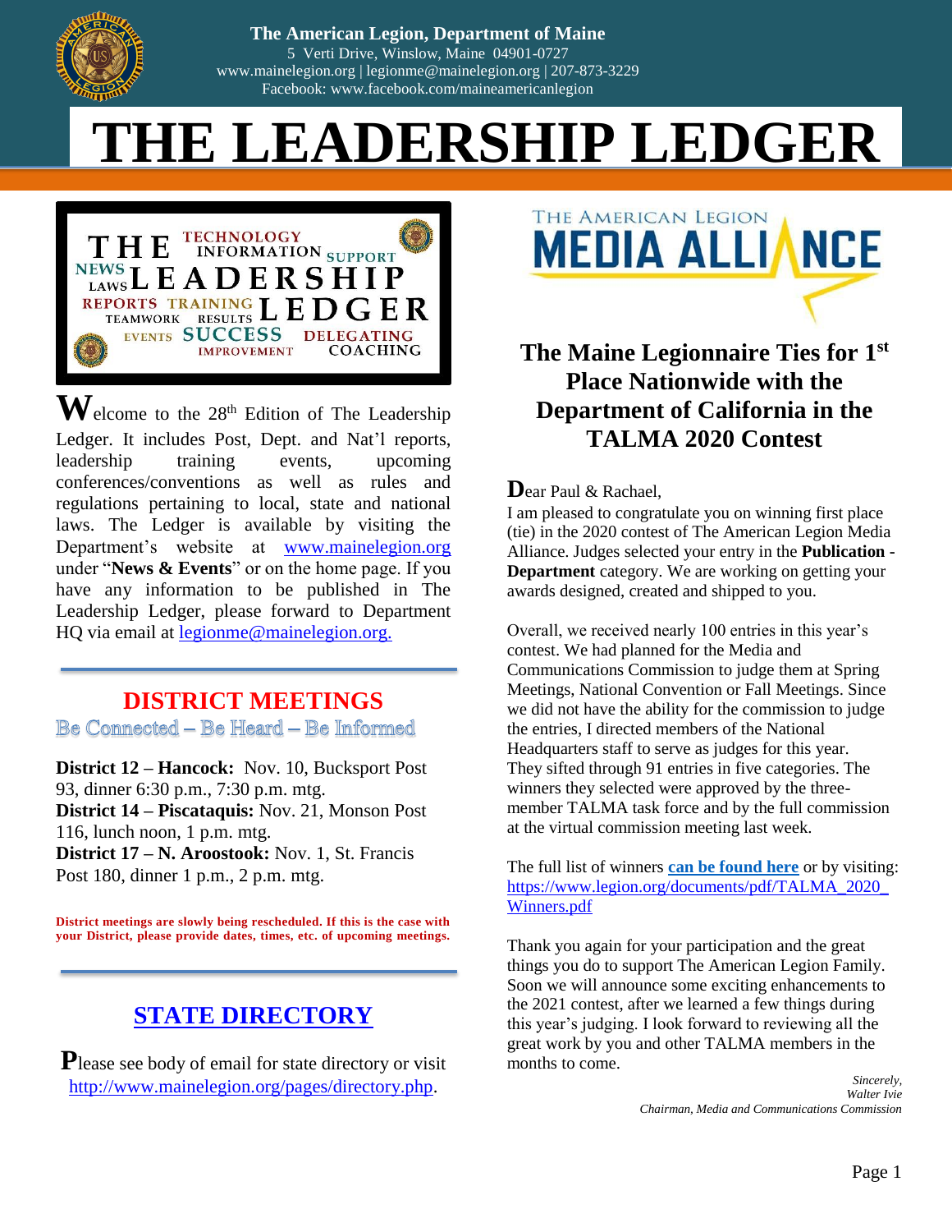The American Legion, Department of Maine
5 Verti Drive, Winslow, Maine 04901-0727
www.mainelegion.org | legionme@mainelegion.org | 207-873-3229
Facebook: www.facebook.com/maineamericanlegion

# THE LEADERSHIP LEDGER

**W**elcome to the 28th Edition of The Leadership Ledger. It includes Post, Dept. and Nat'l reports, leadership training events, upcoming conferences/conventions as well as rules and regulations pertaining to local, state and national laws. The Ledger is available by visiting the Department's website at www.mainelegion.org under "**News & Events**" or on the home page. If you have any information to be published in The Leadership Ledger, please forward to Department HQ via email at legionme@mainelegion.org.

## DISTRICT MEETINGS

Be Connected – Be Heard – Be Informed

**District 12 – Hancock:** Nov. 10, Bucksport Post 93, dinner 6:30 p.m., 7:30 p.m. mtg.
**District 14 – Piscataquis:** Nov. 21, Monson Post 116, lunch noon, 1 p.m. mtg.
**District 17 – N. Aroostook:** Nov. 1, St. Francis Post 180, dinner 1 p.m., 2 p.m. mtg.

**District meetings are slowly being rescheduled. If this is the case with your District, please provide dates, times, etc. of upcoming meetings.**

## STATE DIRECTORY

**P**lease see body of email for state directory or visit http://www.mainelegion.org/pages/directory.php.

THE AMERICAN LEGION MEDIA ALLIANCE

## The Maine Legionnaire Ties for 1st Place Nationwide with the Department of California in the TALMA 2020 Contest

**D**ear Paul & Rachael,
I am pleased to congratulate you on winning first place (tie) in the 2020 contest of The American Legion Media Alliance. Judges selected your entry in the **Publication - Department** category. We are working on getting your awards designed, created and shipped to you.

Overall, we received nearly 100 entries in this year's contest. We had planned for the Media and Communications Commission to judge them at Spring Meetings, National Convention or Fall Meetings. Since we did not have the ability for the commission to judge the entries, I directed members of the National Headquarters staff to serve as judges for this year. They sifted through 91 entries in five categories. The winners they selected were approved by the three-member TALMA task force and by the full commission at the virtual commission meeting last week.

The full list of winners **can be found here** or by visiting: https://www.legion.org/documents/pdf/TALMA_2020_Winners.pdf

Thank you again for your participation and the great things you do to support The American Legion Family. Soon we will announce some exciting enhancements to the 2021 contest, after we learned a few things during this year's judging. I look forward to reviewing all the great work by you and other TALMA members in the months to come.

*Sincerely,*
*Walter Ivie*
*Chairman, Media and Communications Commission*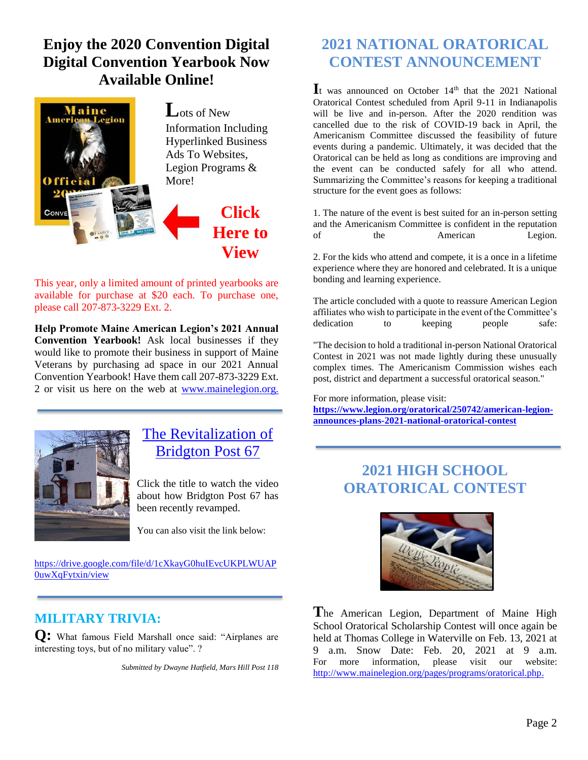# Enjoy the 2020 Convention Digital Digital Convention Yearbook Now Available Online!

Lots of New Information Including Hyperlinked Business Ads To Websites, Legion Programs & More!

**Click Here to View**

This year, only a limited amount of printed yearbooks are available for purchase at $20 each. To purchase one, please call 207-873-3229 Ext. 2.

**Help Promote Maine American Legion's 2021 Annual Convention Yearbook!** Ask local businesses if they would like to promote their business in support of Maine Veterans by purchasing ad space in our 2021 Annual Convention Yearbook! Have them call 207-873-3229 Ext. 2 or visit us here on the web at www.mainelegion.org.

---

## The Revitalization of Bridgton Post 67

Click the title to watch the video about how Bridgton Post 67 has been recently revamped.

You can also visit the link below:

https://drive.google.com/file/d/1cXkayG0huIEvcUKPLWUAP0uwXqFytxin/view

---

## MILITARY TRIVIA:

**Q:** What famous Field Marshall once said: "Airplanes are interesting toys, but of no military value". ?

*Submitted by Dwayne Hatfield, Mars Hill Post 118*

## 2021 NATIONAL ORATORICAL CONTEST ANNOUNCEMENT

It was announced on October 14th that the 2021 National Oratorical Contest scheduled from April 9-11 in Indianapolis will be live and in-person. After the 2020 rendition was cancelled due to the risk of COVID-19 back in April, the Americanism Committee discussed the feasibility of future events during a pandemic. Ultimately, it was decided that the Oratorical can be held as long as conditions are improving and the event can be conducted safely for all who attend. Summarizing the Committee's reasons for keeping a traditional structure for the event goes as follows:

1. The nature of the event is best suited for an in-person setting and the Americanism Committee is confident in the reputation of the American Legion.

2. For the kids who attend and compete, it is a once in a lifetime experience where they are honored and celebrated. It is a unique bonding and learning experience.

The article concluded with a quote to reassure American Legion affiliates who wish to participate in the event of the Committee's dedication to keeping people safe:

"The decision to hold a traditional in-person National Oratorical Contest in 2021 was not made lightly during these unusually complex times. The Americanism Commission wishes each post, district and department a successful oratorical season."

For more information, please visit:
**https://www.legion.org/oratorical/250742/american-legion-announces-plans-2021-national-oratorical-contest**

---

## 2021 HIGH SCHOOL ORATORICAL CONTEST

The American Legion, Department of Maine High School Oratorical Scholarship Contest will once again be held at Thomas College in Waterville on Feb. 13, 2021 at 9 a.m. Snow Date: Feb. 20, 2021 at 9 a.m. For more information, please visit our website: http://www.mainelegion.org/pages/programs/oratorical.php.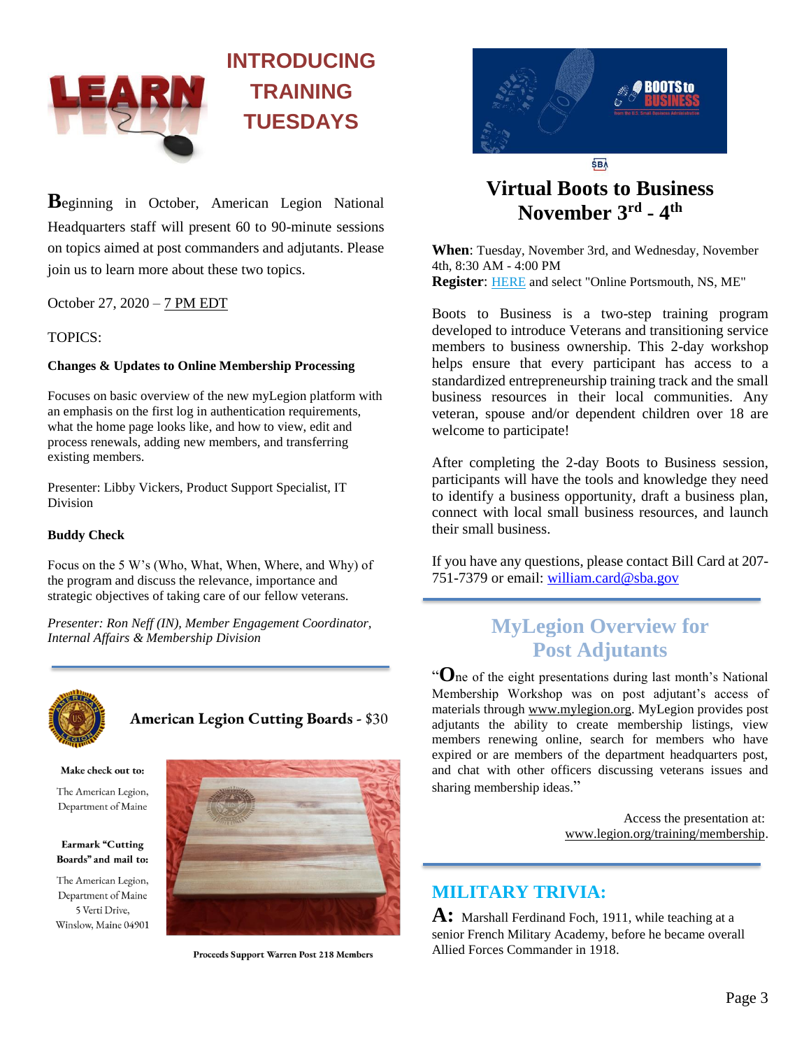# INTRODUCING TRAINING TUESDAYS

**B**eginning in October, American Legion National Headquarters staff will present 60 to 90-minute sessions on topics aimed at post commanders and adjutants. Please join us to learn more about these two topics.

October 27, 2020 – 7 PM EDT

TOPICS:

**Changes & Updates to Online Membership Processing**

Focuses on basic overview of the new myLegion platform with an emphasis on the first log in authentication requirements, what the home page looks like, and how to view, edit and process renewals, adding new members, and transferring existing members.

Presenter: Libby Vickers, Product Support Specialist, IT Division

**Buddy Check**

Focus on the 5 W's (Who, What, When, Where, and Why) of the program and discuss the relevance, importance and strategic objectives of taking care of our fellow veterans.

*Presenter: Ron Neff (IN), Member Engagement Coordinator, Internal Affairs & Membership Division*

---

## American Legion Cutting Boards - $30

**Make check out to:**

The American Legion, Department of Maine

**Earmark "Cutting Boards" and mail to:**

The American Legion, Department of Maine
5 Verti Drive,
Winslow, Maine 04901

**Proceeds Support Warren Post 218 Members**

---

## Virtual Boots to Business November 3rd - 4th

**When**: Tuesday, November 3rd, and Wednesday, November 4th, 8:30 AM - 4:00 PM
**Register**: HERE and select "Online Portsmouth, NS, ME"

Boots to Business is a two-step training program developed to introduce Veterans and transitioning service members to business ownership. This 2-day workshop helps ensure that every participant has access to a standardized entrepreneurship training track and the small business resources in their local communities. Any veteran, spouse and/or dependent children over 18 are welcome to participate!

After completing the 2-day Boots to Business session, participants will have the tools and knowledge they need to identify a business opportunity, draft a business plan, connect with local small business resources, and launch their small business.

If you have any questions, please contact Bill Card at 207-751-7379 or email: william.card@sba.gov

---

## MyLegion Overview for Post Adjutants

"**O**ne of the eight presentations during last month's National Membership Workshop was on post adjutant's access of materials through www.mylegion.org. MyLegion provides post adjutants the ability to create membership listings, view members renewing online, search for members who have expired or are members of the department headquarters post, and chat with other officers discussing veterans issues and sharing membership ideas."

Access the presentation at: www.legion.org/training/membership.

---

## MILITARY TRIVIA:

**A:** Marshall Ferdinand Foch, 1911, while teaching at a senior French Military Academy, before he became overall Allied Forces Commander in 1918.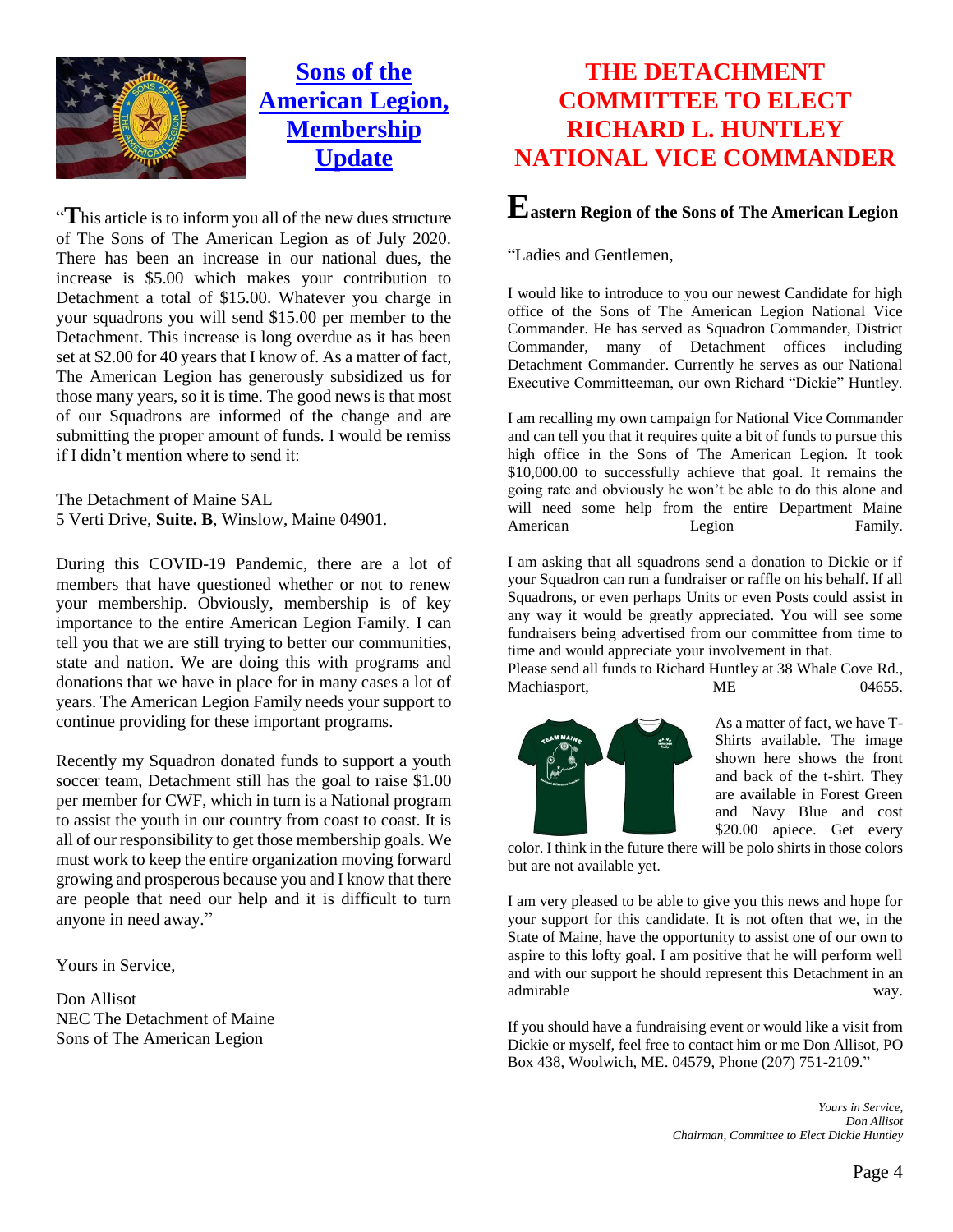# Sons of the American Legion, Membership Update

"This article is to inform you all of the new dues structure of The Sons of The American Legion as of July 2020. There has been an increase in our national dues, the increase is $5.00 which makes your contribution to Detachment a total of $15.00. Whatever you charge in your squadrons you will send $15.00 per member to the Detachment. This increase is long overdue as it has been set at $2.00 for 40 years that I know of. As a matter of fact, The American Legion has generously subsidized us for those many years, so it is time. The good news is that most of our Squadrons are informed of the change and are submitting the proper amount of funds. I would be remiss if I didn't mention where to send it:

The Detachment of Maine SAL
5 Verti Drive, **Suite. B**, Winslow, Maine 04901.

During this COVID-19 Pandemic, there are a lot of members that have questioned whether or not to renew your membership. Obviously, membership is of key importance to the entire American Legion Family. I can tell you that we are still trying to better our communities, state and nation. We are doing this with programs and donations that we have in place for in many cases a lot of years. The American Legion Family needs your support to continue providing for these important programs.

Recently my Squadron donated funds to support a youth soccer team, Detachment still has the goal to raise $1.00 per member for CWF, which in turn is a National program to assist the youth in our country from coast to coast. It is all of our responsibility to get those membership goals. We must work to keep the entire organization moving forward growing and prosperous because you and I know that there are people that need our help and it is difficult to turn anyone in need away."

Yours in Service,

Don Allisot
NEC The Detachment of Maine
Sons of The American Legion

# THE DETACHMENT COMMITTEE TO ELECT RICHARD L. HUNTLEY NATIONAL VICE COMMANDER

## Eastern Region of the Sons of The American Legion

"Ladies and Gentlemen,

I would like to introduce to you our newest Candidate for high office of the Sons of The American Legion National Vice Commander. He has served as Squadron Commander, District Commander, many of Detachment offices including Detachment Commander. Currently he serves as our National Executive Committeeman, our own Richard "Dickie" Huntley.

I am recalling my own campaign for National Vice Commander and can tell you that it requires quite a bit of funds to pursue this high office in the Sons of The American Legion. It took $10,000.00 to successfully achieve that goal. It remains the going rate and obviously he won't be able to do this alone and will need some help from the entire Department Maine American Legion Family.

I am asking that all squadrons send a donation to Dickie or if your Squadron can run a fundraiser or raffle on his behalf. If all Squadrons, or even perhaps Units or even Posts could assist in any way it would be greatly appreciated. You will see some fundraisers being advertised from our committee from time to time and would appreciate your involvement in that.
Please send all funds to Richard Huntley at 38 Whale Cove Rd., Machiasport, ME 04655.

As a matter of fact, we have T-Shirts available. The image shown here shows the front and back of the t-shirt. They are available in Forest Green and Navy Blue and cost $20.00 apiece. Get every color. I think in the future there will be polo shirts in those colors but are not available yet.

I am very pleased to be able to give you this news and hope for your support for this candidate. It is not often that we, in the State of Maine, have the opportunity to assist one of our own to aspire to this lofty goal. I am positive that he will perform well and with our support he should represent this Detachment in an admirable way.

If you should have a fundraising event or would like a visit from Dickie or myself, feel free to contact him or me Don Allisot, PO Box 438, Woolwich, ME. 04579, Phone (207) 751-2109."

*Yours in Service,*
*Don Allisot*
*Chairman, Committee to Elect Dickie Huntley*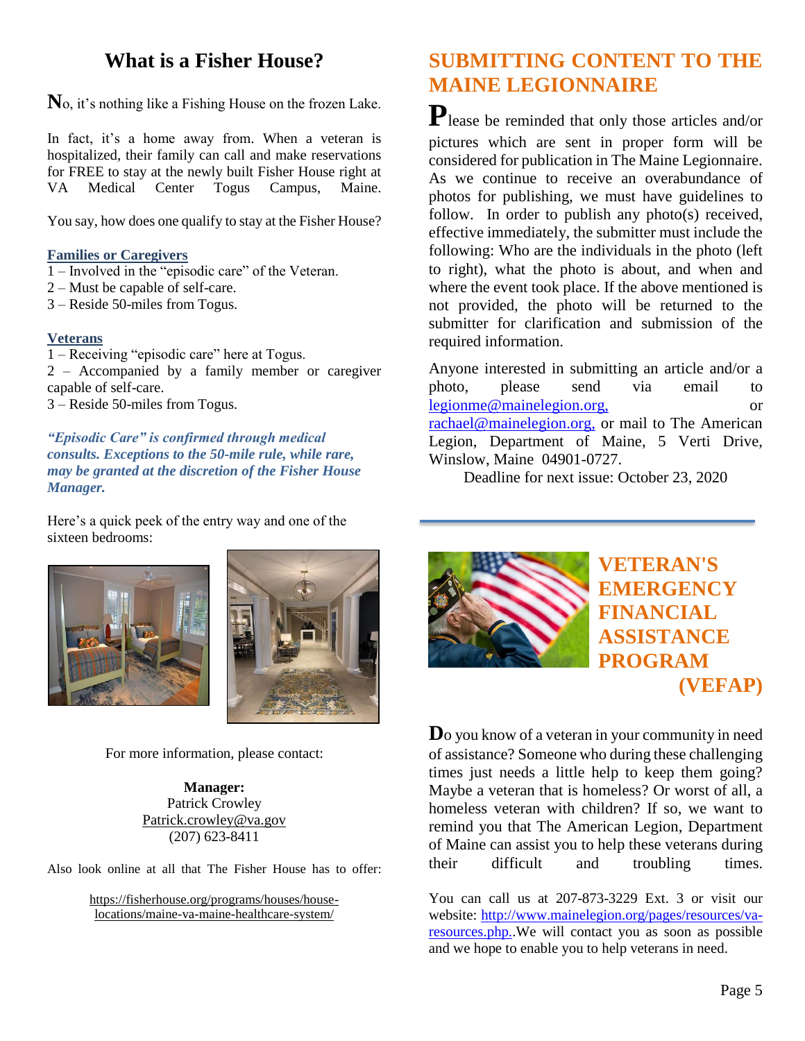## What is a Fisher House?

No, it's nothing like a Fishing House on the frozen Lake.

In fact, it's a home away from. When a veteran is hospitalized, their family can call and make reservations for FREE to stay at the newly built Fisher House right at VA Medical Center Togus Campus, Maine.

You say, how does one qualify to stay at the Fisher House?

**Families or Caregivers**

1 – Involved in the "episodic care" of the Veteran.
2 – Must be capable of self-care.
3 – Reside 50-miles from Togus.

**Veterans**

1 – Receiving "episodic care" here at Togus.
2 – Accompanied by a family member or caregiver capable of self-care.
3 – Reside 50-miles from Togus.

***"Episodic Care" is confirmed through medical consults. Exceptions to the 50-mile rule, while rare, may be granted at the discretion of the Fisher House Manager.***

Here's a quick peek of the entry way and one of the sixteen bedrooms:

For more information, please contact:

**Manager:**
Patrick Crowley
Patrick.crowley@va.gov
(207) 623-8411

Also look online at all that The Fisher House has to offer:

https://fisherhouse.org/programs/houses/house-locations/maine-va-maine-healthcare-system/

## SUBMITTING CONTENT TO THE MAINE LEGIONNAIRE

Please be reminded that only those articles and/or pictures which are sent in proper form will be considered for publication in The Maine Legionnaire. As we continue to receive an overabundance of photos for publishing, we must have guidelines to follow. In order to publish any photo(s) received, effective immediately, the submitter must include the following: Who are the individuals in the photo (left to right), what the photo is about, and when and where the event took place. If the above mentioned is not provided, the photo will be returned to the submitter for clarification and submission of the required information.

Anyone interested in submitting an article and/or a photo, please send via email to legionme@mainelegion.org, or rachael@mainelegion.org, or mail to The American Legion, Department of Maine, 5 Verti Drive, Winslow, Maine 04901-0727.

Deadline for next issue: October 23, 2020

## VETERAN'S EMERGENCY FINANCIAL ASSISTANCE PROGRAM (VEFAP)

Do you know of a veteran in your community in need of assistance? Someone who during these challenging times just needs a little help to keep them going? Maybe a veteran that is homeless? Or worst of all, a homeless veteran with children? If so, we want to remind you that The American Legion, Department of Maine can assist you to help these veterans during their difficult and troubling times.

You can call us at 207-873-3229 Ext. 3 or visit our website: http://www.mainelegion.org/pages/resources/va-resources.php..We will contact you as soon as possible and we hope to enable you to help veterans in need.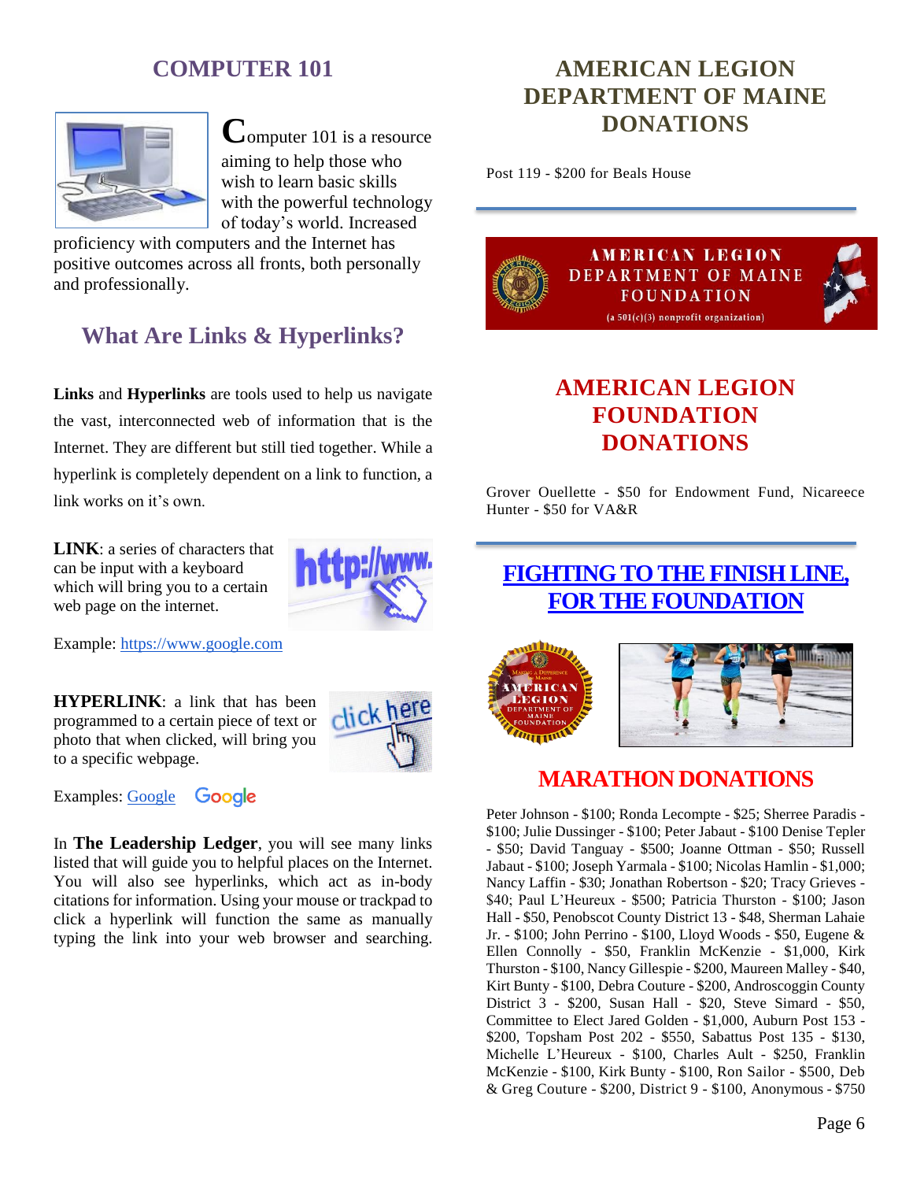## COMPUTER 101

**C**omputer 101 is a resource aiming to help those who wish to learn basic skills with the powerful technology of today's world. Increased proficiency with computers and the Internet has positive outcomes across all fronts, both personally and professionally.

### What Are Links & Hyperlinks?

**Links** and **Hyperlinks** are tools used to help us navigate the vast, interconnected web of information that is the Internet. They are different but still tied together. While a hyperlink is completely dependent on a link to function, a link works on it's own.

**LINK**: a series of characters that can be input with a keyboard which will bring you to a certain web page on the internet.

Example: https://www.google.com

**HYPERLINK**: a link that has been programmed to a certain piece of text or photo that when clicked, will bring you to a specific webpage.

Examples: Google Google

In **The Leadership Ledger**, you will see many links listed that will guide you to helpful places on the Internet. You will also see hyperlinks, which act as in-body citations for information. Using your mouse or trackpad to click a hyperlink will function the same as manually typing the link into your web browser and searching.

## AMERICAN LEGION DEPARTMENT OF MAINE DONATIONS

Post 119 - $200 for Beals House

AMERICAN LEGION DEPARTMENT OF MAINE FOUNDATION (a 501(c)(3) nonprofit organization)

## AMERICAN LEGION FOUNDATION DONATIONS

Grover Ouellette - $50 for Endowment Fund, Nicareece Hunter - $50 for VA&R

## FIGHTING TO THE FINISH LINE, FOR THE FOUNDATION

## MARATHON DONATIONS

Peter Johnson - $100; Ronda Lecompte - $25; Sherree Paradis - $100; Julie Dussinger - $100; Peter Jabaut - $100 Denise Tepler - $50; David Tanguay - $500; Joanne Ottman - $50; Russell Jabaut - $100; Joseph Yarmala - $100; Nicolas Hamlin - $1,000; Nancy Laffin - $30; Jonathan Robertson - $20; Tracy Grieves - $40; Paul L'Heureux - $500; Patricia Thurston - $100; Jason Hall - $50, Penobscot County District 13 - $48, Sherman Lahaie Jr. - $100; John Perrino - $100, Lloyd Woods - $50, Eugene & Ellen Connolly - $50, Franklin McKenzie - $1,000, Kirk Thurston - $100, Nancy Gillespie - $200, Maureen Malley - $40, Kirt Bunty - $100, Debra Couture - $200, Androscoggin County District 3 - $200, Susan Hall - $20, Steve Simard - $50, Committee to Elect Jared Golden - $1,000, Auburn Post 153 - $200, Topsham Post 202 - $550, Sabattus Post 135 - $130, Michelle L'Heureux - $100, Charles Ault - $250, Franklin McKenzie - $100, Kirk Bunty - $100, Ron Sailor - $500, Deb & Greg Couture - $200, District 9 - $100, Anonymous - $750